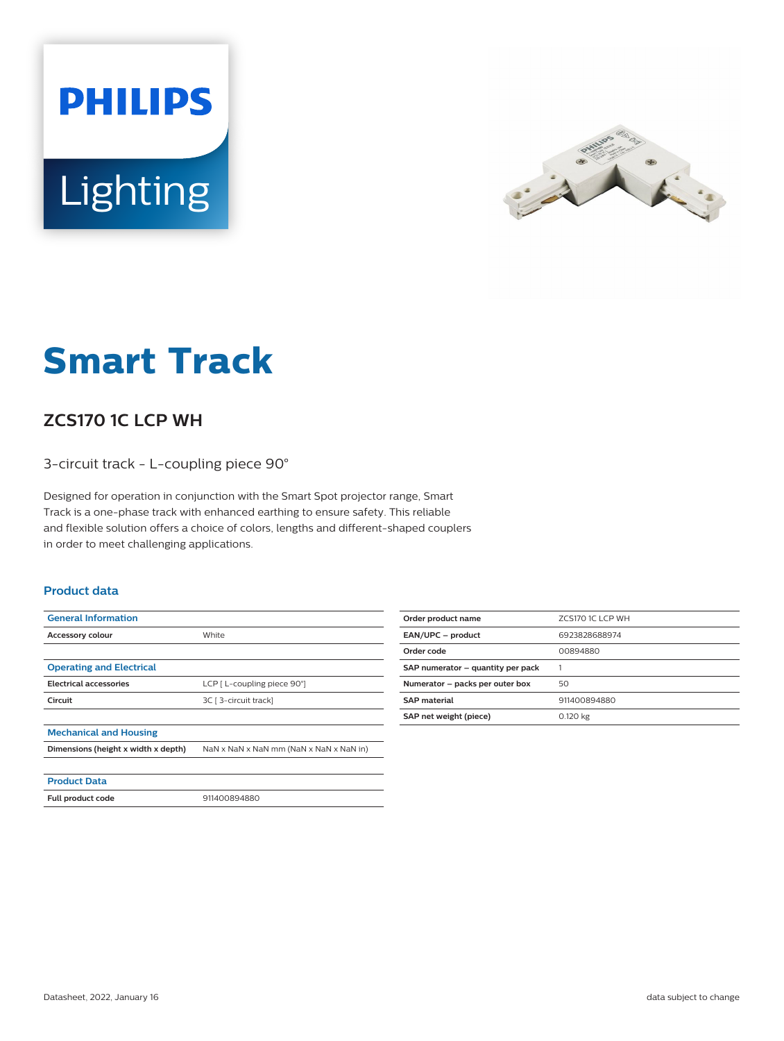# Smart Track

## ZCS170 1C LCP WH

3-circuit track - L-coupling piece 90°

Designed for operation in conjunction with the Smart Spot projector range, Smart Track is a one-phase track with enhanced earthing to ensure safety. This reliable and flexible solution offers a choice of colors, lengths and different-shaped couplers in order to meet challenging applications.

### Product data

| General Information | |
|---|---|
| Accessory colour | White |

| Operating and Electrical | |
|---|---|
| Electrical accessories | LCP [ L-coupling piece 90°] |
| Circuit | 3C [ 3-circuit track] |

| Mechanical and Housing | |
|---|---|
| Dimensions (height x width x depth) | NaN x NaN x NaN mm (NaN x NaN x NaN in) |

| Product Data | |
|---|---|
| Full product code | 911400894880 |

| | |
|---|---|
| Order product name | ZCS170 1C LCP WH |
| EAN/UPC – product | 6923828688974 |
| Order code | 00894880 |
| SAP numerator – quantity per pack | 1 |
| Numerator – packs per outer box | 50 |
| SAP material | 911400894880 |
| SAP net weight (piece) | 0.120 kg |

Datasheet, 2022, January 16

data subject to change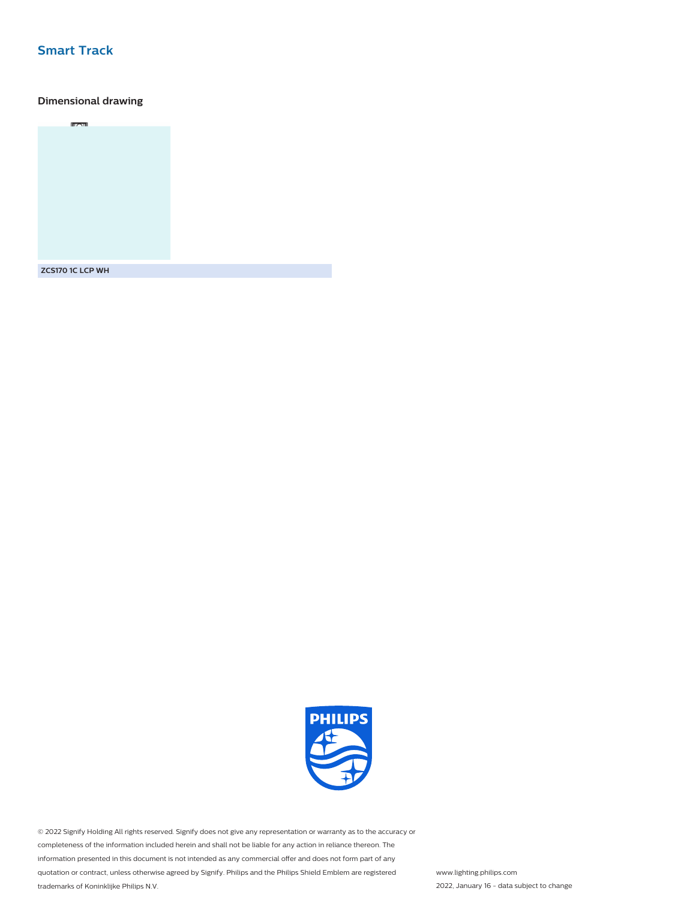Smart Track

## Dimensional drawing

**ZCS170 1C LCP WH**

© 2022 Signify Holding All rights reserved. Signify does not give any representation or warranty as to the accuracy or completeness of the information included herein and shall not be liable for any action in reliance thereon. The information presented in this document is not intended as any commercial offer and does not form part of any quotation or contract, unless otherwise agreed by Signify. Philips and the Philips Shield Emblem are registered trademarks of Koninklijke Philips N.V.

www.lighting.philips.com

2022, January 16 - data subject to change